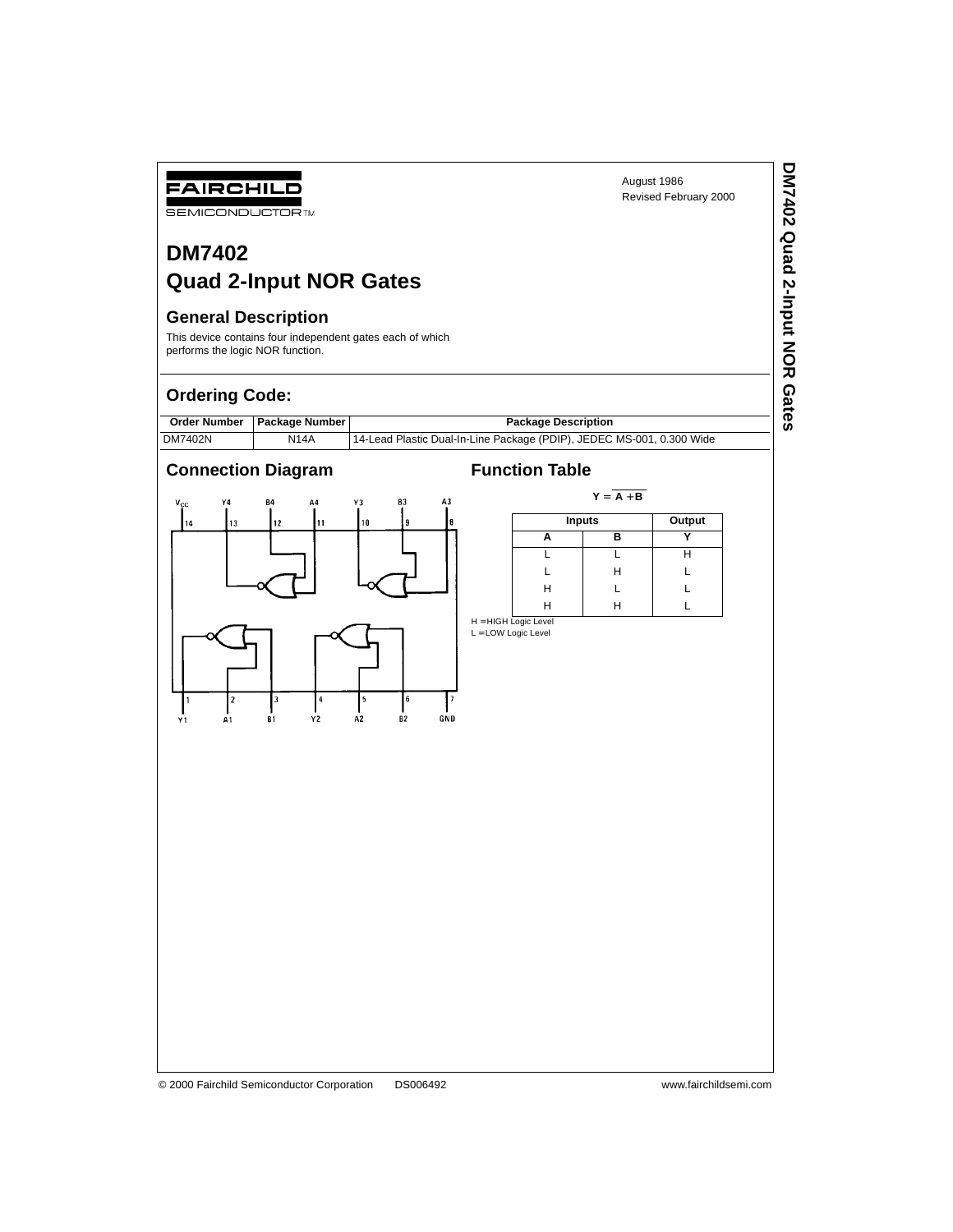FAIRCHILD

SEMICONDUCTOR™

August 1986
Revised February 2000

# DM7402
# Quad 2-Input NOR Gates

## General Description

This device contains four independent gates each of which performs the logic NOR function.

## Ordering Code:

| Order Number | Package Number | Package Description |
|---|---|---|
| DM7402N | N14A | 14-Lead Plastic Dual-In-Line Package (PDIP), JEDEC MS-001, 0.300 Wide |

## Connection Diagram

## Function Table

$$Y = \overline{A + B}$$

| Inputs | | Output |
|---|---|---|
| A | B | Y |
| L | L | H |
| L | H | L |
| H | L | L |
| H | H | L |

H = HIGH Logic Level
L = LOW Logic Level

© 2000 Fairchild Semiconductor Corporation DS006492 www.fairchildsemi.com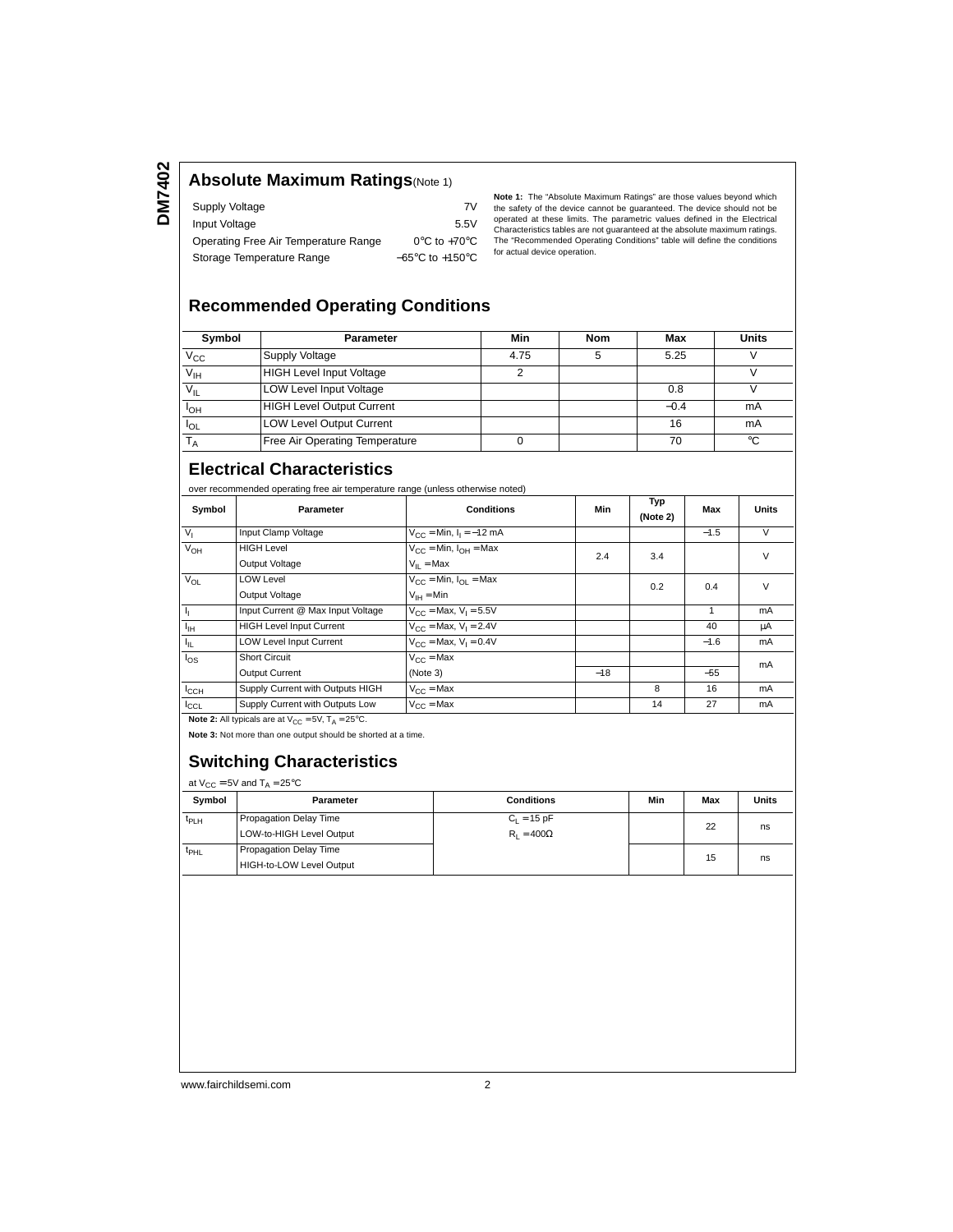## Absolute Maximum Ratings (Note 1)

| | |
|---|---|
| Supply Voltage | 7V |
| Input Voltage | 5.5V |
| Operating Free Air Temperature Range | 0°C to +70°C |
| Storage Temperature Range | −65°C to +150°C |

**Note 1:** The "Absolute Maximum Ratings" are those values beyond which the safety of the device cannot be guaranteed. The device should not be operated at these limits. The parametric values defined in the Electrical Characteristics tables are not guaranteed at the absolute maximum ratings. The "Recommended Operating Conditions" table will define the conditions for actual device operation.

## Recommended Operating Conditions

| Symbol | Parameter | Min | Nom | Max | Units |
|---|---|---|---|---|---|
| $V_{CC}$ | Supply Voltage | 4.75 | 5 | 5.25 | V |
| $V_{IH}$ | HIGH Level Input Voltage | 2 | | | V |
| $V_{IL}$ | LOW Level Input Voltage | | | 0.8 | V |
| $I_{OH}$ | HIGH Level Output Current | | | −0.4 | mA |
| $I_{OL}$ | LOW Level Output Current | | | 16 | mA |
| $T_A$ | Free Air Operating Temperature | 0 | | 70 | °C |

## Electrical Characteristics

over recommended operating free air temperature range (unless otherwise noted)

| Symbol | Parameter | Conditions | Min | Typ (Note 2) | Max | Units |
|---|---|---|---|---|---|---|
| $V_I$ | Input Clamp Voltage | $V_{CC}$ = Min, $I_I$ = −12 mA | | | −1.5 | V |
| $V_{OH}$ | HIGH Level Output Voltage | $V_{CC}$ = Min, $I_{OH}$ = Max $V_{IL}$ = Max | 2.4 | 3.4 | | V |
| $V_{OL}$ | LOW Level Output Voltage | $V_{CC}$ = Min, $I_{OL}$ = Max $V_{IH}$ = Min | | 0.2 | 0.4 | V |
| $I_I$ | Input Current @ Max Input Voltage | $V_{CC}$ = Max, $V_I$ = 5.5V | | | 1 | mA |
| $I_{IH}$ | HIGH Level Input Current | $V_{CC}$ = Max, $V_I$ = 2.4V | | | 40 | μA |
| $I_{IL}$ | LOW Level Input Current | $V_{CC}$ = Max, $V_I$ = 0.4V | | | −1.6 | mA |
| $I_{OS}$ | Short Circuit Output Current | $V_{CC}$ = Max (Note 3) | −18 | | −55 | mA |
| $I_{CCH}$ | Supply Current with Outputs HIGH | $V_{CC}$ = Max | | 8 | 16 | mA |
| $I_{CCL}$ | Supply Current with Outputs Low | $V_{CC}$ = Max | | 14 | 27 | mA |

**Note 2:** All typicals are at $V_{CC}$ = 5V, $T_A$ = 25°C.

**Note 3:** Not more than one output should be shorted at a time.

## Switching Characteristics

at $V_{CC}$ = 5V and $T_A$ = 25°C

| Symbol | Parameter | Conditions | Min | Max | Units |
|---|---|---|---|---|---|
| $t_{PLH}$ | Propagation Delay Time LOW-to-HIGH Level Output | $C_L$ = 15 pF $R_L$ = 400Ω | | 22 | ns |
| $t_{PHL}$ | Propagation Delay Time HIGH-to-LOW Level Output | | | 15 | ns |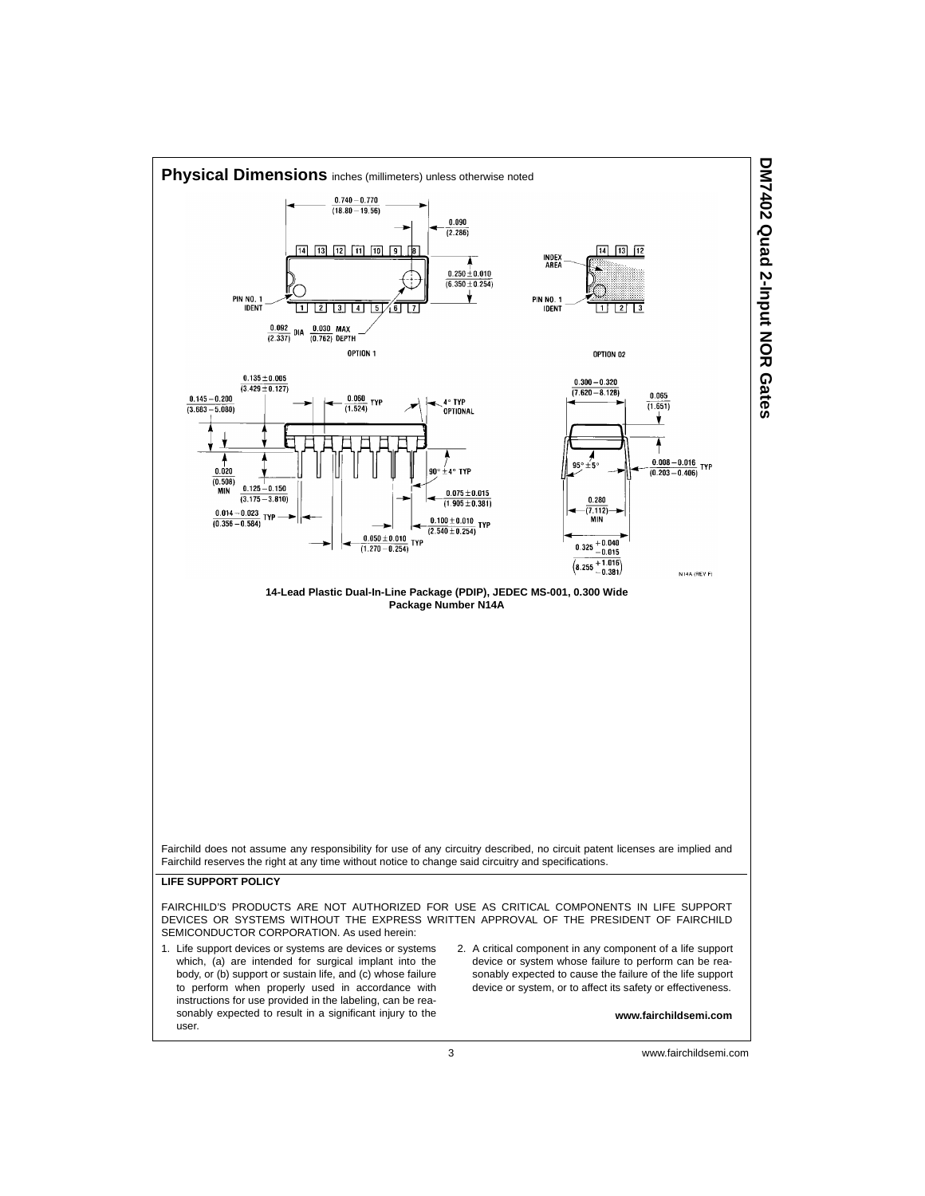## Physical Dimensions inches (millimeters) unless otherwise noted

0.740 – 0.770
(18.80 – 19.56)

0.090
(2.286)

14 13 12 11 10 9 8

0.250 ± 0.010
(6.350 ± 0.254)

PIN NO. 1
IDENT

1 2 3 4 5 6 7

0.092 DIA
(2.337)

0.030 MAX
(0.762) DEPTH

OPTION 1

INDEX
AREA

14 13 12

PIN NO. 1
IDENT

1 2 3

OPTION 02

0.135 ± 0.005
(3.429 ± 0.127)

0.145 – 0.200
(3.683 – 5.080)

0.060 TYP
(1.524)

4° TYP
OPTIONAL

0.020
(0.508)
MIN

0.125 – 0.150
(3.175 – 3.810)

0.014 – 0.023 TYP
(0.356 – 0.584)

90° ± 4° TYP

0.075 ± 0.015
(1.905 ± 0.381)

0.100 ± 0.010 TYP
(2.540 ± 0.254)

0.050 ± 0.010 TYP
(1.270 – 0.254)

0.300 – 0.320
(7.620 – 8.128)

0.065
(1.651)

95° ± 5°

0.008 – 0.016 TYP
(0.203 – 0.406)

0.280
(7.112)
MIN

$0.325 \begin{smallmatrix} +0.040 \\ -0.015 \end{smallmatrix}$

$\left(8.255 \begin{smallmatrix} +1.016 \\ -0.381 \end{smallmatrix}\right)$

N14A (REV F)

**14-Lead Plastic Dual-In-Line Package (PDIP), JEDEC MS-001, 0.300 Wide**
**Package Number N14A**

Fairchild does not assume any responsibility for use of any circuitry described, no circuit patent licenses are implied and Fairchild reserves the right at any time without notice to change said circuitry and specifications.

**LIFE SUPPORT POLICY**

FAIRCHILD'S PRODUCTS ARE NOT AUTHORIZED FOR USE AS CRITICAL COMPONENTS IN LIFE SUPPORT DEVICES OR SYSTEMS WITHOUT THE EXPRESS WRITTEN APPROVAL OF THE PRESIDENT OF FAIRCHILD SEMICONDUCTOR CORPORATION. As used herein:

1. Life support devices or systems are devices or systems which, (a) are intended for surgical implant into the body, or (b) support or sustain life, and (c) whose failure to perform when properly used in accordance with instructions for use provided in the labeling, can be reasonably expected to result in a significant injury to the user.

2. A critical component in any component of a life support device or system whose failure to perform can be reasonably expected to cause the failure of the life support device or system, or to affect its safety or effectiveness.

**www.fairchildsemi.com**